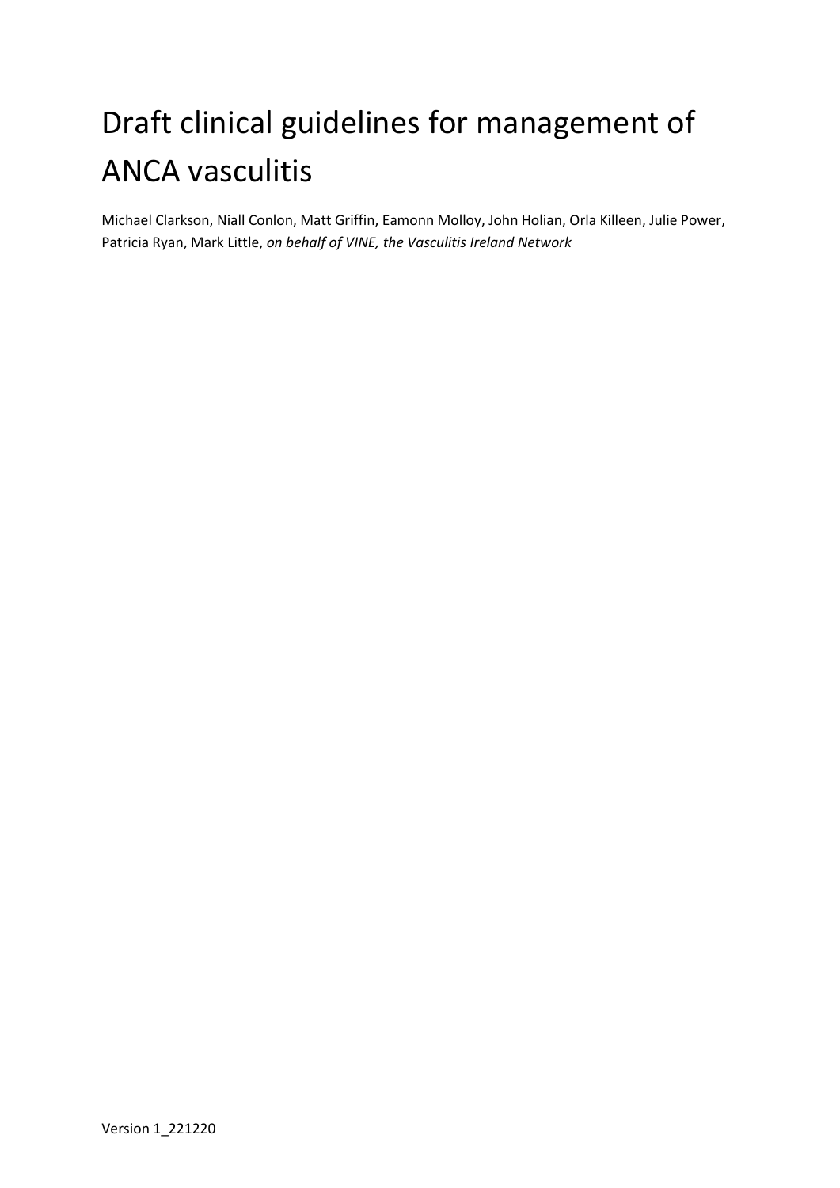# Draft clinical guidelines for management of ANCA vasculitis

Michael Clarkson, Niall Conlon, Matt Griffin, Eamonn Molloy, John Holian, Orla Killeen, Julie Power, Patricia Ryan, Mark Little, *on behalf of VINE, the Vasculitis Ireland Network*

Version 1_221220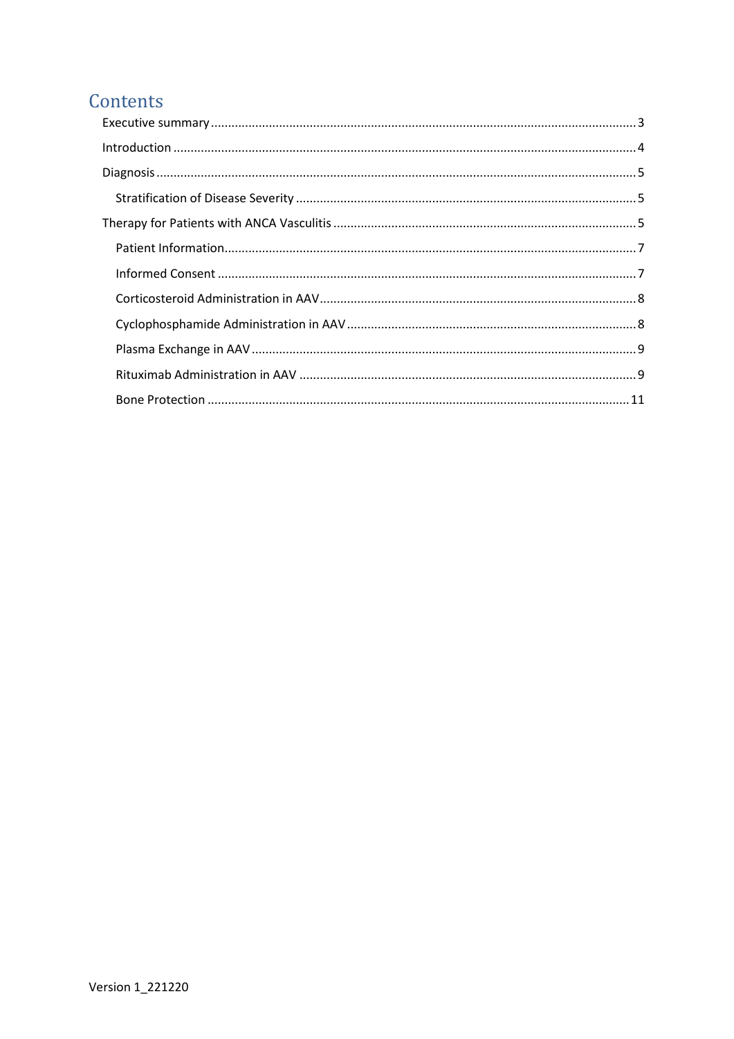# Contents

Executive summary ........................................................................................................ 3

Introduction ................................................................................................................... 4

Diagnosis ........................................................................................................................ 5

- Stratification of Disease Severity ................................................................................ 5

Therapy for Patients with ANCA Vasculitis ..................................................................... 5

- Patient Information ..................................................................................................... 7
- Informed Consent ....................................................................................................... 7
- Corticosteroid Administration in AAV ......................................................................... 8
- Cyclophosphamide Administration in AAV ................................................................. 8
- Plasma Exchange in AAV ............................................................................................. 9
- Rituximab Administration in AAV ................................................................................ 9
- Bone Protection ......................................................................................................... 11

Version 1_221220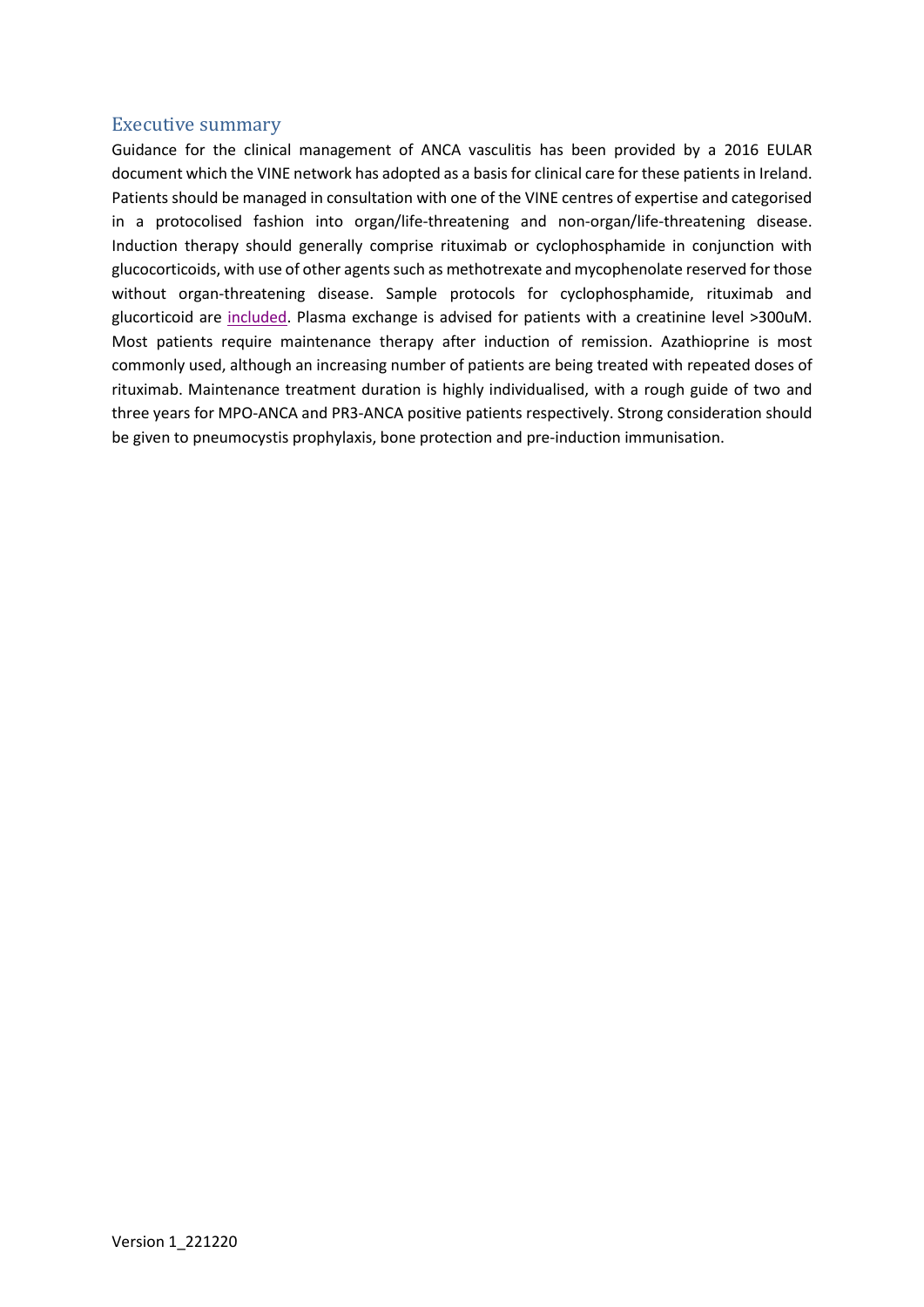## Executive summary

Guidance for the clinical management of ANCA vasculitis has been provided by a 2016 EULAR document which the VINE network has adopted as a basis for clinical care for these patients in Ireland. Patients should be managed in consultation with one of the VINE centres of expertise and categorised in a protocolised fashion into organ/life-threatening and non-organ/life-threatening disease. Induction therapy should generally comprise rituximab or cyclophosphamide in conjunction with glucocorticoids, with use of other agents such as methotrexate and mycophenolate reserved for those without organ-threatening disease. Sample protocols for cyclophosphamide, rituximab and glucorticoid are included. Plasma exchange is advised for patients with a creatinine level >300uM. Most patients require maintenance therapy after induction of remission. Azathioprine is most commonly used, although an increasing number of patients are being treated with repeated doses of rituximab. Maintenance treatment duration is highly individualised, with a rough guide of two and three years for MPO-ANCA and PR3-ANCA positive patients respectively. Strong consideration should be given to pneumocystis prophylaxis, bone protection and pre-induction immunisation.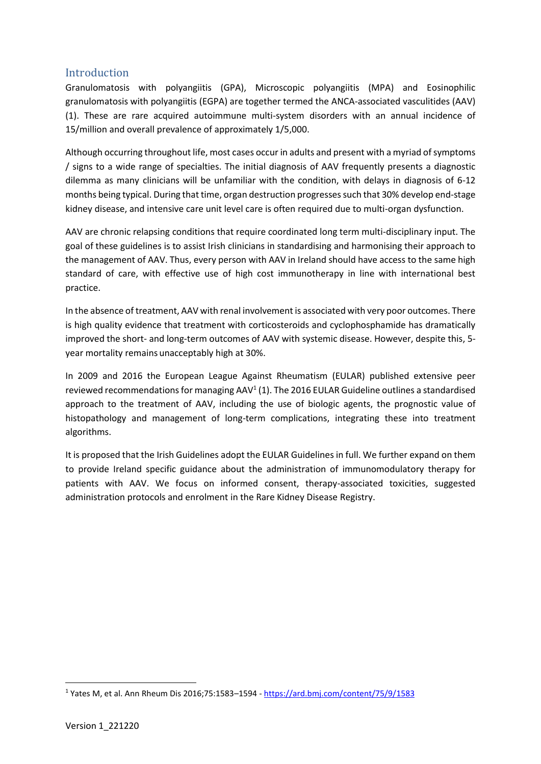## Introduction

Granulomatosis with polyangiitis (GPA), Microscopic polyangiitis (MPA) and Eosinophilic granulomatosis with polyangiitis (EGPA) are together termed the ANCA-associated vasculitides (AAV) (1). These are rare acquired autoimmune multi-system disorders with an annual incidence of 15/million and overall prevalence of approximately 1/5,000.

Although occurring throughout life, most cases occur in adults and present with a myriad of symptoms / signs to a wide range of specialties. The initial diagnosis of AAV frequently presents a diagnostic dilemma as many clinicians will be unfamiliar with the condition, with delays in diagnosis of 6-12 months being typical. During that time, organ destruction progresses such that 30% develop end-stage kidney disease, and intensive care unit level care is often required due to multi-organ dysfunction.

AAV are chronic relapsing conditions that require coordinated long term multi-disciplinary input. The goal of these guidelines is to assist Irish clinicians in standardising and harmonising their approach to the management of AAV. Thus, every person with AAV in Ireland should have access to the same high standard of care, with effective use of high cost immunotherapy in line with international best practice.

In the absence of treatment, AAV with renal involvement is associated with very poor outcomes. There is high quality evidence that treatment with corticosteroids and cyclophosphamide has dramatically improved the short- and long-term outcomes of AAV with systemic disease. However, despite this, 5-year mortality remains unacceptably high at 30%.

In 2009 and 2016 the European League Against Rheumatism (EULAR) published extensive peer reviewed recommendations for managing AAV[1] (1). The 2016 EULAR Guideline outlines a standardised approach to the treatment of AAV, including the use of biologic agents, the prognostic value of histopathology and management of long-term complications, integrating these into treatment algorithms.

It is proposed that the Irish Guidelines adopt the EULAR Guidelines in full. We further expand on them to provide Ireland specific guidance about the administration of immunomodulatory therapy for patients with AAV. We focus on informed consent, therapy-associated toxicities, suggested administration protocols and enrolment in the Rare Kidney Disease Registry.

---

[1] Yates M, et al. Ann Rheum Dis 2016;75:1583–1594 - https://ard.bmj.com/content/75/9/1583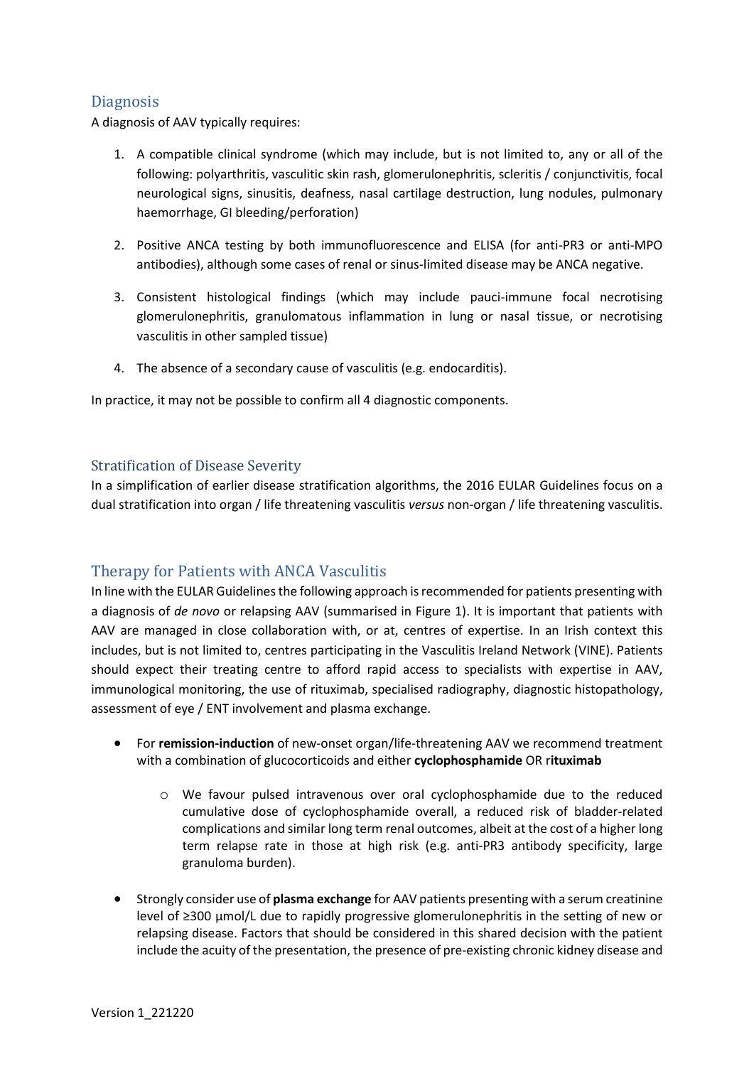## Diagnosis

A diagnosis of AAV typically requires:

1. A compatible clinical syndrome (which may include, but is not limited to, any or all of the following: polyarthritis, vasculitic skin rash, glomerulonephritis, scleritis / conjunctivitis, focal neurological signs, sinusitis, deafness, nasal cartilage destruction, lung nodules, pulmonary haemorrhage, GI bleeding/perforation)

2. Positive ANCA testing by both immunofluorescence and ELISA (for anti-PR3 or anti-MPO antibodies), although some cases of renal or sinus-limited disease may be ANCA negative.

3. Consistent histological findings (which may include pauci-immune focal necrotising glomerulonephritis, granulomatous inflammation in lung or nasal tissue, or necrotising vasculitis in other sampled tissue)

4. The absence of a secondary cause of vasculitis (e.g. endocarditis).

In practice, it may not be possible to confirm all 4 diagnostic components.

## Stratification of Disease Severity

In a simplification of earlier disease stratification algorithms, the 2016 EULAR Guidelines focus on a dual stratification into organ / life threatening vasculitis *versus* non-organ / life threatening vasculitis.

## Therapy for Patients with ANCA Vasculitis

In line with the EULAR Guidelines the following approach is recommended for patients presenting with a diagnosis of *de novo* or relapsing AAV (summarised in Figure 1). It is important that patients with AAV are managed in close collaboration with, or at, centres of expertise. In an Irish context this includes, but is not limited to, centres participating in the Vasculitis Ireland Network (VINE). Patients should expect their treating centre to afford rapid access to specialists with expertise in AAV, immunological monitoring, the use of rituximab, specialised radiography, diagnostic histopathology, assessment of eye / ENT involvement and plasma exchange.

- For **remission-induction** of new-onset organ/life-threatening AAV we recommend treatment with a combination of glucocorticoids and either **cyclophosphamide** OR r**ituximab**
    - We favour pulsed intravenous over oral cyclophosphamide due to the reduced cumulative dose of cyclophosphamide overall, a reduced risk of bladder-related complications and similar long term renal outcomes, albeit at the cost of a higher long term relapse rate in those at high risk (e.g. anti-PR3 antibody specificity, large granuloma burden).

- Strongly consider use of **plasma exchange** for AAV patients presenting with a serum creatinine level of ≥300 µmol/L due to rapidly progressive glomerulonephritis in the setting of new or relapsing disease. Factors that should be considered in this shared decision with the patient include the acuity of the presentation, the presence of pre-existing chronic kidney disease and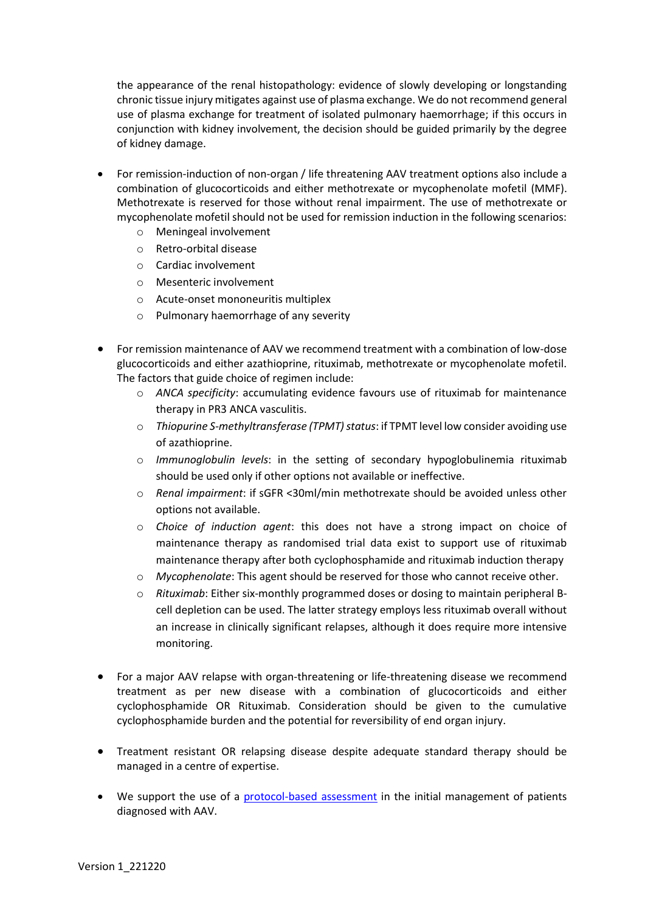the appearance of the renal histopathology: evidence of slowly developing or longstanding chronic tissue injury mitigates against use of plasma exchange. We do not recommend general use of plasma exchange for treatment of isolated pulmonary haemorrhage; if this occurs in conjunction with kidney involvement, the decision should be guided primarily by the degree of kidney damage.

- For remission-induction of non-organ / life threatening AAV treatment options also include a combination of glucocorticoids and either methotrexate or mycophenolate mofetil (MMF). Methotrexate is reserved for those without renal impairment. The use of methotrexate or mycophenolate mofetil should not be used for remission induction in the following scenarios:
  - Meningeal involvement
  - Retro-orbital disease
  - Cardiac involvement
  - Mesenteric involvement
  - Acute-onset mononeuritis multiplex
  - Pulmonary haemorrhage of any severity

- For remission maintenance of AAV we recommend treatment with a combination of low-dose glucocorticoids and either azathioprine, rituximab, methotrexate or mycophenolate mofetil. The factors that guide choice of regimen include:
  - *ANCA specificity*: accumulating evidence favours use of rituximab for maintenance therapy in PR3 ANCA vasculitis.
  - *Thiopurine S-methyltransferase (TPMT) status*: if TPMT level low consider avoiding use of azathioprine.
  - *Immunoglobulin levels*: in the setting of secondary hypoglobulinemia rituximab should be used only if other options not available or ineffective.
  - *Renal impairment*: if sGFR <30ml/min methotrexate should be avoided unless other options not available.
  - *Choice of induction agent*: this does not have a strong impact on choice of maintenance therapy as randomised trial data exist to support use of rituximab maintenance therapy after both cyclophosphamide and rituximab induction therapy
  - *Mycophenolate*: This agent should be reserved for those who cannot receive other.
  - *Rituximab*: Either six-monthly programmed doses or dosing to maintain peripheral B-cell depletion can be used. The latter strategy employs less rituximab overall without an increase in clinically significant relapses, although it does require more intensive monitoring.

- For a major AAV relapse with organ-threatening or life-threatening disease we recommend treatment as per new disease with a combination of glucocorticoids and either cyclophosphamide OR Rituximab. Consideration should be given to the cumulative cyclophosphamide burden and the potential for reversibility of end organ injury.

- Treatment resistant OR relapsing disease despite adequate standard therapy should be managed in a centre of expertise.

- We support the use of a protocol-based assessment in the initial management of patients diagnosed with AAV.

Version 1_221220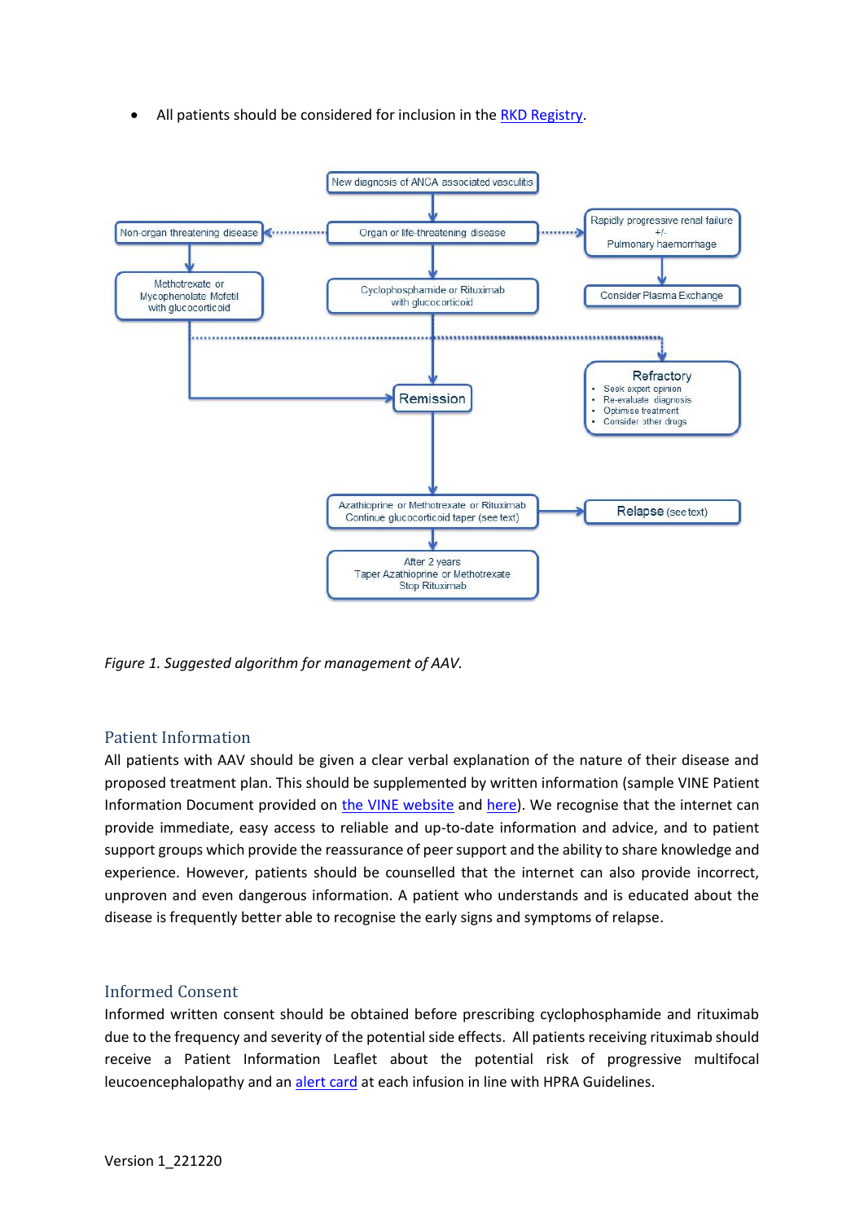- All patients should be considered for inclusion in the RKD Registry.

New diagnosis of ANCA associated vasculitis

Non-organ threatening disease

Organ or life-threatening disease

Rapidly progressive renal failure
+/-
Pulmonary haemorrhage

Methotrexate or
Mycophenolate Mofetil
with glucocorticoid

Cyclophosphamide or Rituximab
with glucocorticoid

Consider Plasma Exchange

Remission

Refractory
- Seek expert opinion
- Re-evaluate diagnosis
- Optimise treatment
- Consider other drugs

Azathioprine or Methotrexate or Rituximab
Continue glucocorticoid taper (see text)

Relapse (see text)

After 2 years
Taper Azathioprine or Methotrexate
Stop Rituximab

*Figure 1. Suggested algorithm for management of AAV.*

## Patient Information

All patients with AAV should be given a clear verbal explanation of the nature of their disease and proposed treatment plan. This should be supplemented by written information (sample VINE Patient Information Document provided on the VINE website and here). We recognise that the internet can provide immediate, easy access to reliable and up-to-date information and advice, and to patient support groups which provide the reassurance of peer support and the ability to share knowledge and experience. However, patients should be counselled that the internet can also provide incorrect, unproven and even dangerous information. A patient who understands and is educated about the disease is frequently better able to recognise the early signs and symptoms of relapse.

## Informed Consent

Informed written consent should be obtained before prescribing cyclophosphamide and rituximab due to the frequency and severity of the potential side effects. All patients receiving rituximab should receive a Patient Information Leaflet about the potential risk of progressive multifocal leucoencephalopathy and an alert card at each infusion in line with HPRA Guidelines.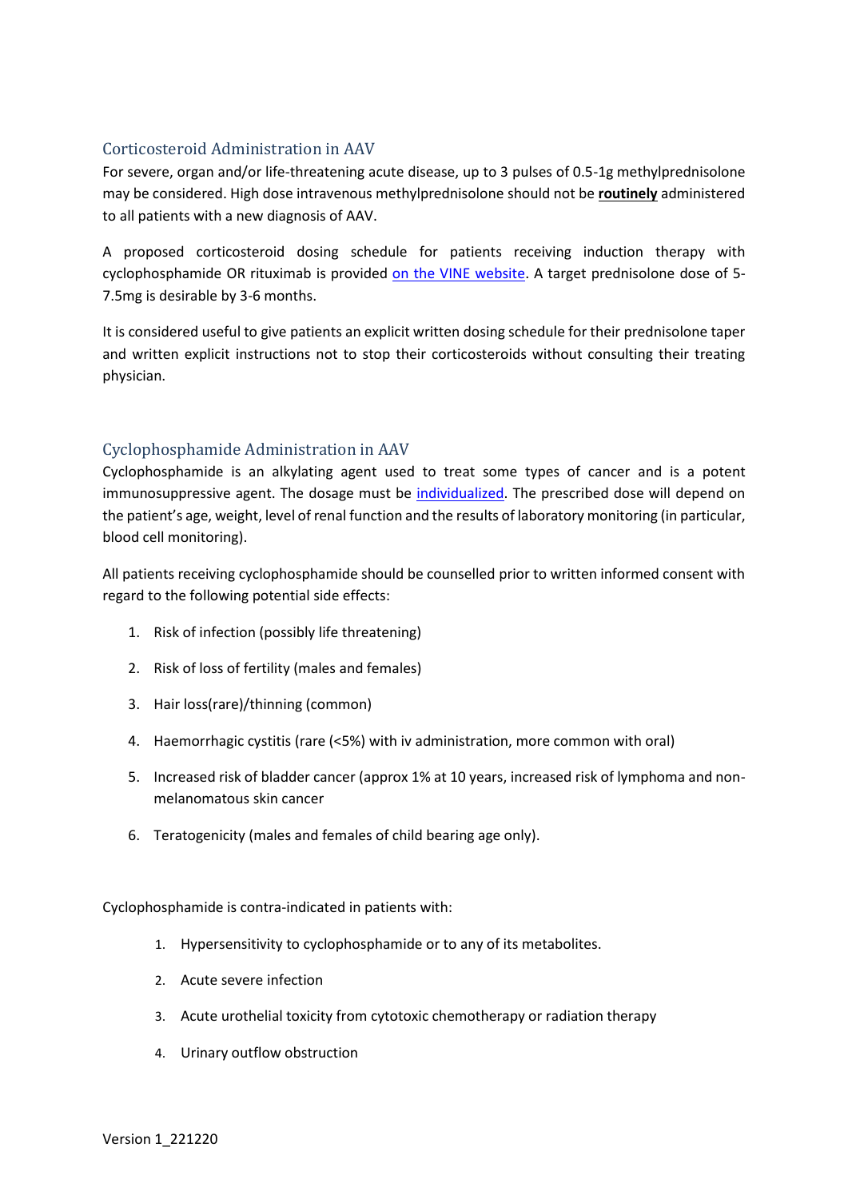## Corticosteroid Administration in AAV

For severe, organ and/or life-threatening acute disease, up to 3 pulses of 0.5-1g methylprednisolone may be considered. High dose intravenous methylprednisolone should not be **routinely** administered to all patients with a new diagnosis of AAV.

A proposed corticosteroid dosing schedule for patients receiving induction therapy with cyclophosphamide OR rituximab is provided on the VINE website. A target prednisolone dose of 5-7.5mg is desirable by 3-6 months.

It is considered useful to give patients an explicit written dosing schedule for their prednisolone taper and written explicit instructions not to stop their corticosteroids without consulting their treating physician.

## Cyclophosphamide Administration in AAV

Cyclophosphamide is an alkylating agent used to treat some types of cancer and is a potent immunosuppressive agent. The dosage must be individualized. The prescribed dose will depend on the patient's age, weight, level of renal function and the results of laboratory monitoring (in particular, blood cell monitoring).

All patients receiving cyclophosphamide should be counselled prior to written informed consent with regard to the following potential side effects:

1. Risk of infection (possibly life threatening)
2. Risk of loss of fertility (males and females)
3. Hair loss(rare)/thinning (common)
4. Haemorrhagic cystitis (rare (<5%) with iv administration, more common with oral)
5. Increased risk of bladder cancer (approx 1% at 10 years, increased risk of lymphoma and non-melanomatous skin cancer
6. Teratogenicity (males and females of child bearing age only).

Cyclophosphamide is contra-indicated in patients with:

1. Hypersensitivity to cyclophosphamide or to any of its metabolites.
2. Acute severe infection
3. Acute urothelial toxicity from cytotoxic chemotherapy or radiation therapy
4. Urinary outflow obstruction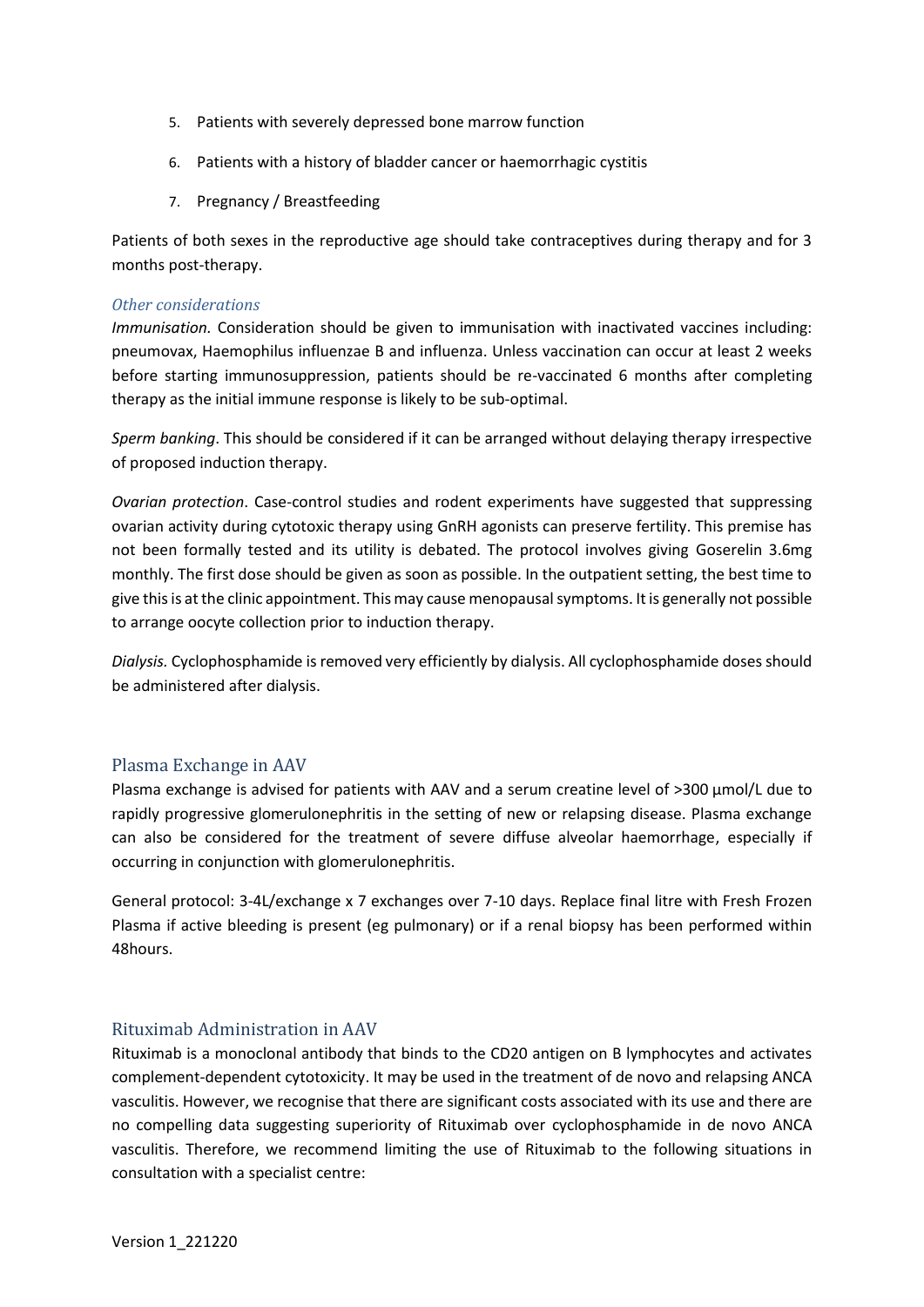5. Patients with severely depressed bone marrow function
6. Patients with a history of bladder cancer or haemorrhagic cystitis
7. Pregnancy / Breastfeeding

Patients of both sexes in the reproductive age should take contraceptives during therapy and for 3 months post-therapy.

### *Other considerations*

*Immunisation.* Consideration should be given to immunisation with inactivated vaccines including: pneumovax, Haemophilus influenzae B and influenza. Unless vaccination can occur at least 2 weeks before starting immunosuppression, patients should be re-vaccinated 6 months after completing therapy as the initial immune response is likely to be sub-optimal.

*Sperm banking*. This should be considered if it can be arranged without delaying therapy irrespective of proposed induction therapy.

*Ovarian protection*. Case-control studies and rodent experiments have suggested that suppressing ovarian activity during cytotoxic therapy using GnRH agonists can preserve fertility. This premise has not been formally tested and its utility is debated. The protocol involves giving Goserelin 3.6mg monthly. The first dose should be given as soon as possible. In the outpatient setting, the best time to give this is at the clinic appointment. This may cause menopausal symptoms. It is generally not possible to arrange oocyte collection prior to induction therapy.

*Dialysis.* Cyclophosphamide is removed very efficiently by dialysis. All cyclophosphamide doses should be administered after dialysis.

## Plasma Exchange in AAV

Plasma exchange is advised for patients with AAV and a serum creatine level of >300 µmol/L due to rapidly progressive glomerulonephritis in the setting of new or relapsing disease. Plasma exchange can also be considered for the treatment of severe diffuse alveolar haemorrhage, especially if occurring in conjunction with glomerulonephritis.

General protocol: 3-4L/exchange x 7 exchanges over 7-10 days. Replace final litre with Fresh Frozen Plasma if active bleeding is present (eg pulmonary) or if a renal biopsy has been performed within 48hours.

## Rituximab Administration in AAV

Rituximab is a monoclonal antibody that binds to the CD20 antigen on B lymphocytes and activates complement-dependent cytotoxicity. It may be used in the treatment of de novo and relapsing ANCA vasculitis. However, we recognise that there are significant costs associated with its use and there are no compelling data suggesting superiority of Rituximab over cyclophosphamide in de novo ANCA vasculitis. Therefore, we recommend limiting the use of Rituximab to the following situations in consultation with a specialist centre: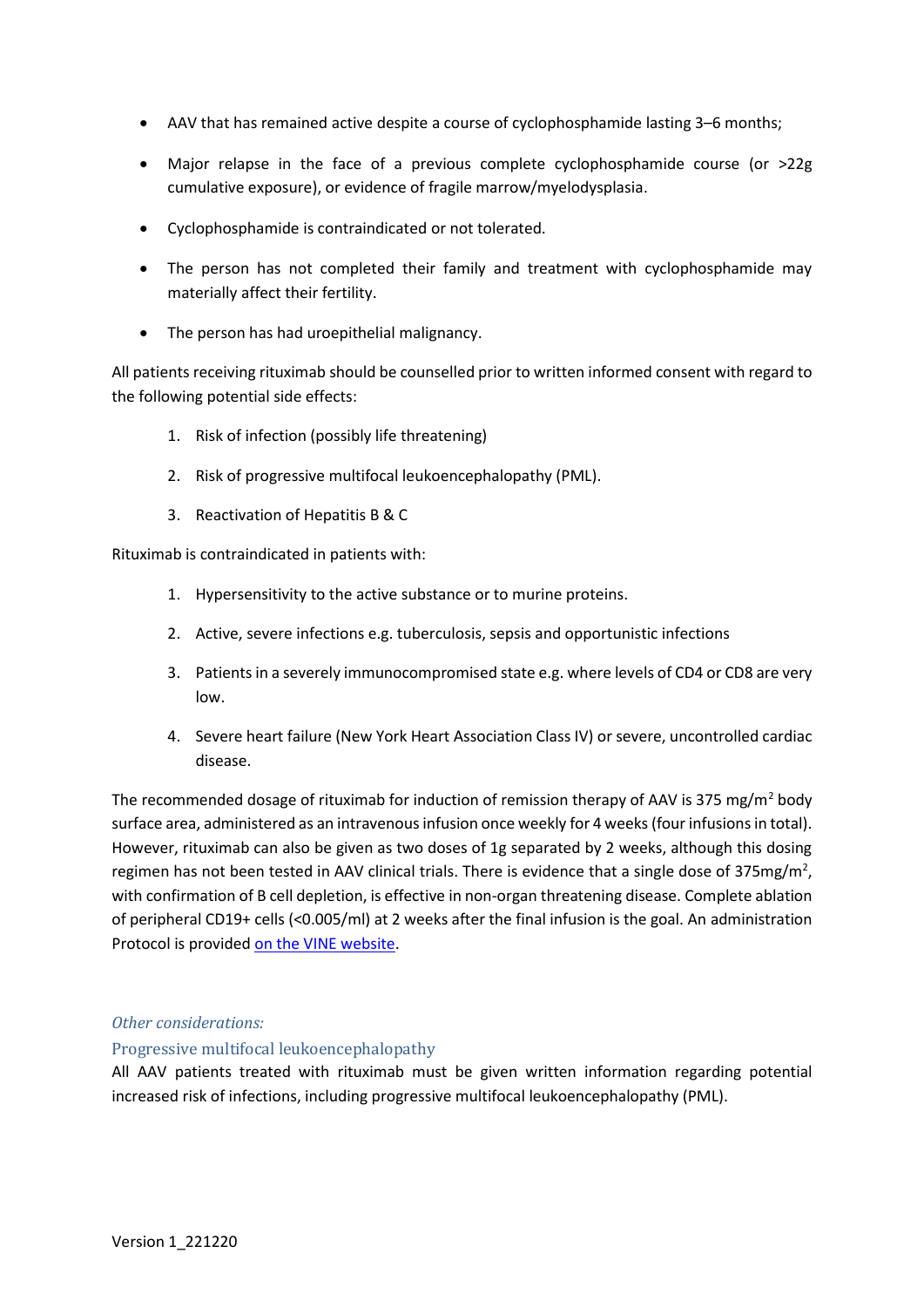- AAV that has remained active despite a course of cyclophosphamide lasting 3–6 months;
- Major relapse in the face of a previous complete cyclophosphamide course (or >22g cumulative exposure), or evidence of fragile marrow/myelodysplasia.
- Cyclophosphamide is contraindicated or not tolerated.
- The person has not completed their family and treatment with cyclophosphamide may materially affect their fertility.
- The person has had uroepithelial malignancy.

All patients receiving rituximab should be counselled prior to written informed consent with regard to the following potential side effects:

1. Risk of infection (possibly life threatening)
2. Risk of progressive multifocal leukoencephalopathy (PML).
3. Reactivation of Hepatitis B & C

Rituximab is contraindicated in patients with:

1. Hypersensitivity to the active substance or to murine proteins.
2. Active, severe infections e.g. tuberculosis, sepsis and opportunistic infections
3. Patients in a severely immunocompromised state e.g. where levels of CD4 or CD8 are very low.
4. Severe heart failure (New York Heart Association Class IV) or severe, uncontrolled cardiac disease.

The recommended dosage of rituximab for induction of remission therapy of AAV is 375 mg/m$^2$ body surface area, administered as an intravenous infusion once weekly for 4 weeks (four infusions in total). However, rituximab can also be given as two doses of 1g separated by 2 weeks, although this dosing regimen has not been tested in AAV clinical trials. There is evidence that a single dose of 375mg/m$^2$, with confirmation of B cell depletion, is effective in non-organ threatening disease. Complete ablation of peripheral CD19+ cells (<0.005/ml) at 2 weeks after the final infusion is the goal. An administration Protocol is provided [on the VINE website](#).

### *Other considerations:*

#### Progressive multifocal leukoencephalopathy

All AAV patients treated with rituximab must be given written information regarding potential increased risk of infections, including progressive multifocal leukoencephalopathy (PML).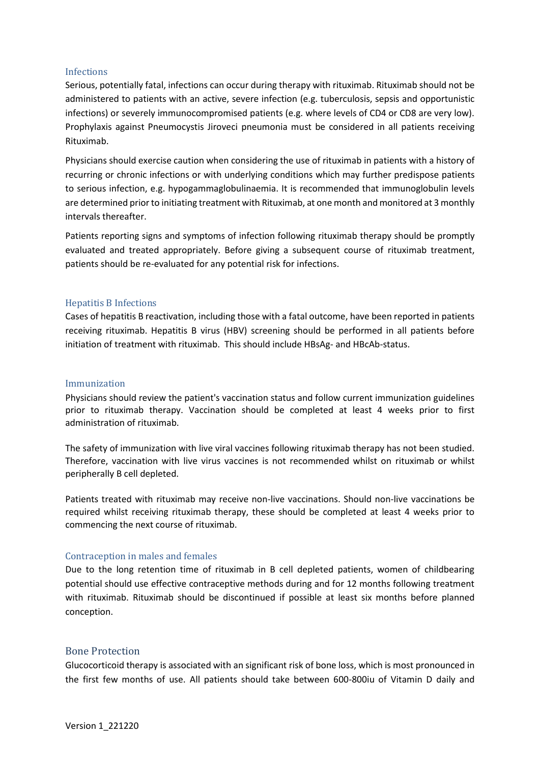### Infections

Serious, potentially fatal, infections can occur during therapy with rituximab. Rituximab should not be administered to patients with an active, severe infection (e.g. tuberculosis, sepsis and opportunistic infections) or severely immunocompromised patients (e.g. where levels of CD4 or CD8 are very low). Prophylaxis against Pneumocystis Jiroveci pneumonia must be considered in all patients receiving Rituximab.

Physicians should exercise caution when considering the use of rituximab in patients with a history of recurring or chronic infections or with underlying conditions which may further predispose patients to serious infection, e.g. hypogammaglobulinaemia. It is recommended that immunoglobulin levels are determined prior to initiating treatment with Rituximab, at one month and monitored at 3 monthly intervals thereafter.

Patients reporting signs and symptoms of infection following rituximab therapy should be promptly evaluated and treated appropriately. Before giving a subsequent course of rituximab treatment, patients should be re-evaluated for any potential risk for infections.

### Hepatitis B Infections

Cases of hepatitis B reactivation, including those with a fatal outcome, have been reported in patients receiving rituximab. Hepatitis B virus (HBV) screening should be performed in all patients before initiation of treatment with rituximab. This should include HBsAg- and HBcAb-status.

### Immunization

Physicians should review the patient's vaccination status and follow current immunization guidelines prior to rituximab therapy. Vaccination should be completed at least 4 weeks prior to first administration of rituximab.

The safety of immunization with live viral vaccines following rituximab therapy has not been studied. Therefore, vaccination with live virus vaccines is not recommended whilst on rituximab or whilst peripherally B cell depleted.

Patients treated with rituximab may receive non-live vaccinations. Should non-live vaccinations be required whilst receiving rituximab therapy, these should be completed at least 4 weeks prior to commencing the next course of rituximab.

### Contraception in males and females

Due to the long retention time of rituximab in B cell depleted patients, women of childbearing potential should use effective contraceptive methods during and for 12 months following treatment with rituximab. Rituximab should be discontinued if possible at least six months before planned conception.

### Bone Protection

Glucocorticoid therapy is associated with an significant risk of bone loss, which is most pronounced in the first few months of use. All patients should take between 600-800iu of Vitamin D daily and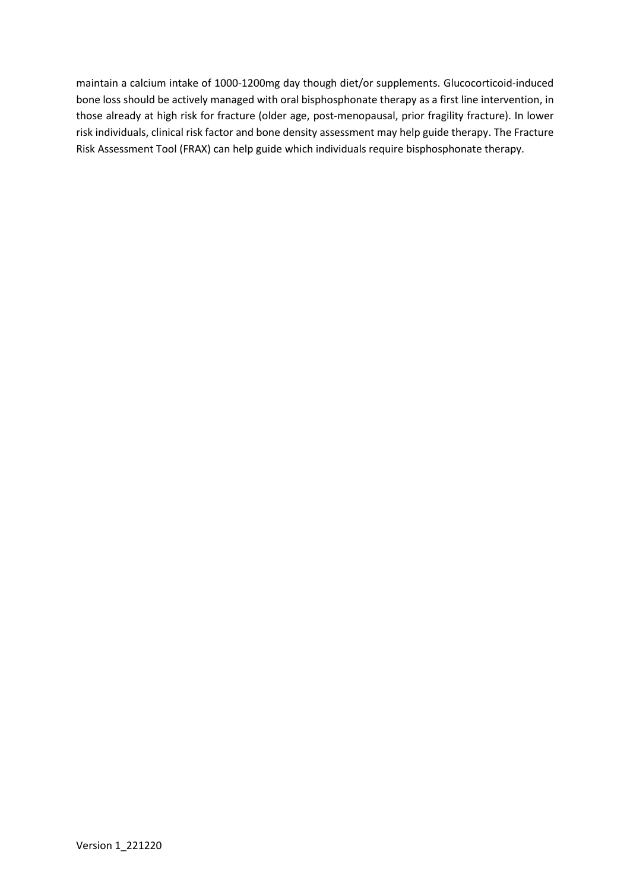maintain a calcium intake of 1000-1200mg day though diet/or supplements. Glucocorticoid-induced bone loss should be actively managed with oral bisphosphonate therapy as a first line intervention, in those already at high risk for fracture (older age, post-menopausal, prior fragility fracture). In lower risk individuals, clinical risk factor and bone density assessment may help guide therapy. The Fracture Risk Assessment Tool (FRAX) can help guide which individuals require bisphosphonate therapy.